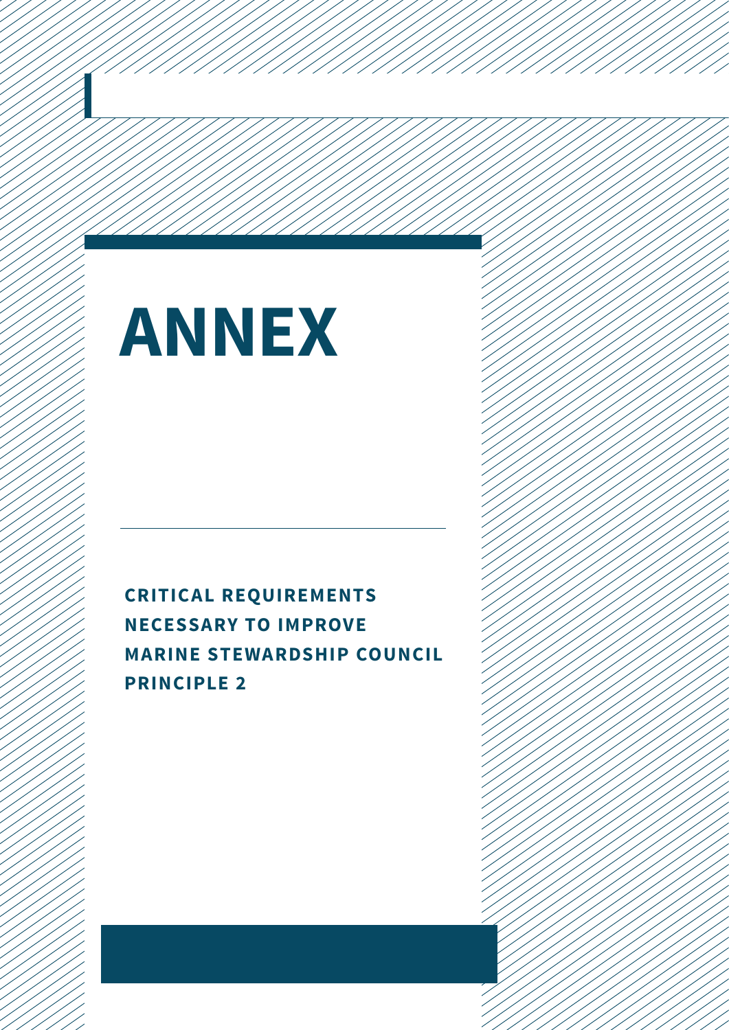# ANNEX

## CRITICAL REQUIREMENTS NECESSARY TO IMPROVE MARINE STEWARDSHIP COUNCIL PRINCIPLE 2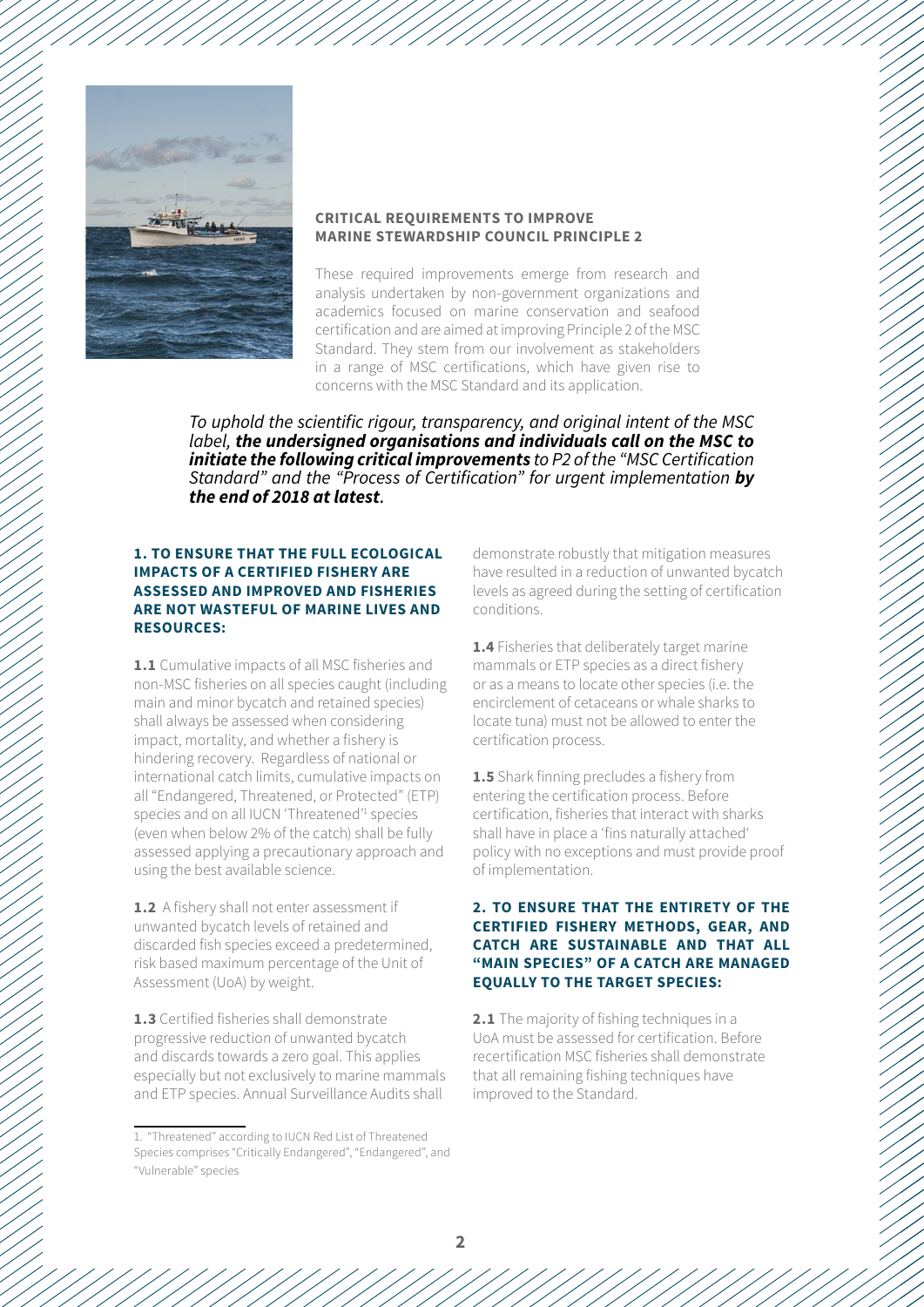## CRITICAL REQUIREMENTS TO IMPROVE MARINE STEWARDSHIP COUNCIL PRINCIPLE 2

These required improvements emerge from research and analysis undertaken by non-government organizations and academics focused on marine conservation and seafood certification and are aimed at improving Principle 2 of the MSC Standard. They stem from our involvement as stakeholders in a range of MSC certifications, which have given rise to concerns with the MSC Standard and its application.

*To uphold the scientific rigour, transparency, and original intent of the MSC label,* ***the undersigned organisations and individuals call on the MSC to initiate the following critical improvements*** *to P2 of the "MSC Certification Standard" and the "Process of Certification" for urgent implementation* ***by the end of 2018 at latest****.*

### 1. TO ENSURE THAT THE FULL ECOLOGICAL IMPACTS OF A CERTIFIED FISHERY ARE ASSESSED AND IMPROVED AND FISHERIES ARE NOT WASTEFUL OF MARINE LIVES AND RESOURCES:

**1.1** Cumulative impacts of all MSC fisheries and non-MSC fisheries on all species caught (including main and minor bycatch and retained species) shall always be assessed when considering impact, mortality, and whether a fishery is hindering recovery. Regardless of national or international catch limits, cumulative impacts on all "Endangered, Threatened, or Protected" (ETP) species and on all IUCN 'Threatened'[1] species (even when below 2% of the catch) shall be fully assessed applying a precautionary approach and using the best available science.

**1.2** A fishery shall not enter assessment if unwanted bycatch levels of retained and discarded fish species exceed a predetermined, risk based maximum percentage of the Unit of Assessment (UoA) by weight.

**1.3** Certified fisheries shall demonstrate progressive reduction of unwanted bycatch and discards towards a zero goal. This applies especially but not exclusively to marine mammals and ETP species. Annual Surveillance Audits shall demonstrate robustly that mitigation measures have resulted in a reduction of unwanted bycatch levels as agreed during the setting of certification conditions.

**1.4** Fisheries that deliberately target marine mammals or ETP species as a direct fishery or as a means to locate other species (i.e. the encirclement of cetaceans or whale sharks to locate tuna) must not be allowed to enter the certification process.

**1.5** Shark finning precludes a fishery from entering the certification process. Before certification, fisheries that interact with sharks shall have in place a 'fins naturally attached' policy with no exceptions and must provide proof of implementation.

### 2. TO ENSURE THAT THE ENTIRETY OF THE CERTIFIED FISHERY METHODS, GEAR, AND CATCH ARE SUSTAINABLE AND THAT ALL "MAIN SPECIES" OF A CATCH ARE MANAGED EQUALLY TO THE TARGET SPECIES:

**2.1** The majority of fishing techniques in a UoA must be assessed for certification. Before recertification MSC fisheries shall demonstrate that all remaining fishing techniques have improved to the Standard.

---

1. "Threatened" according to IUCN Red List of Threatened Species comprises "Critically Endangered", "Endangered", and "Vulnerable" species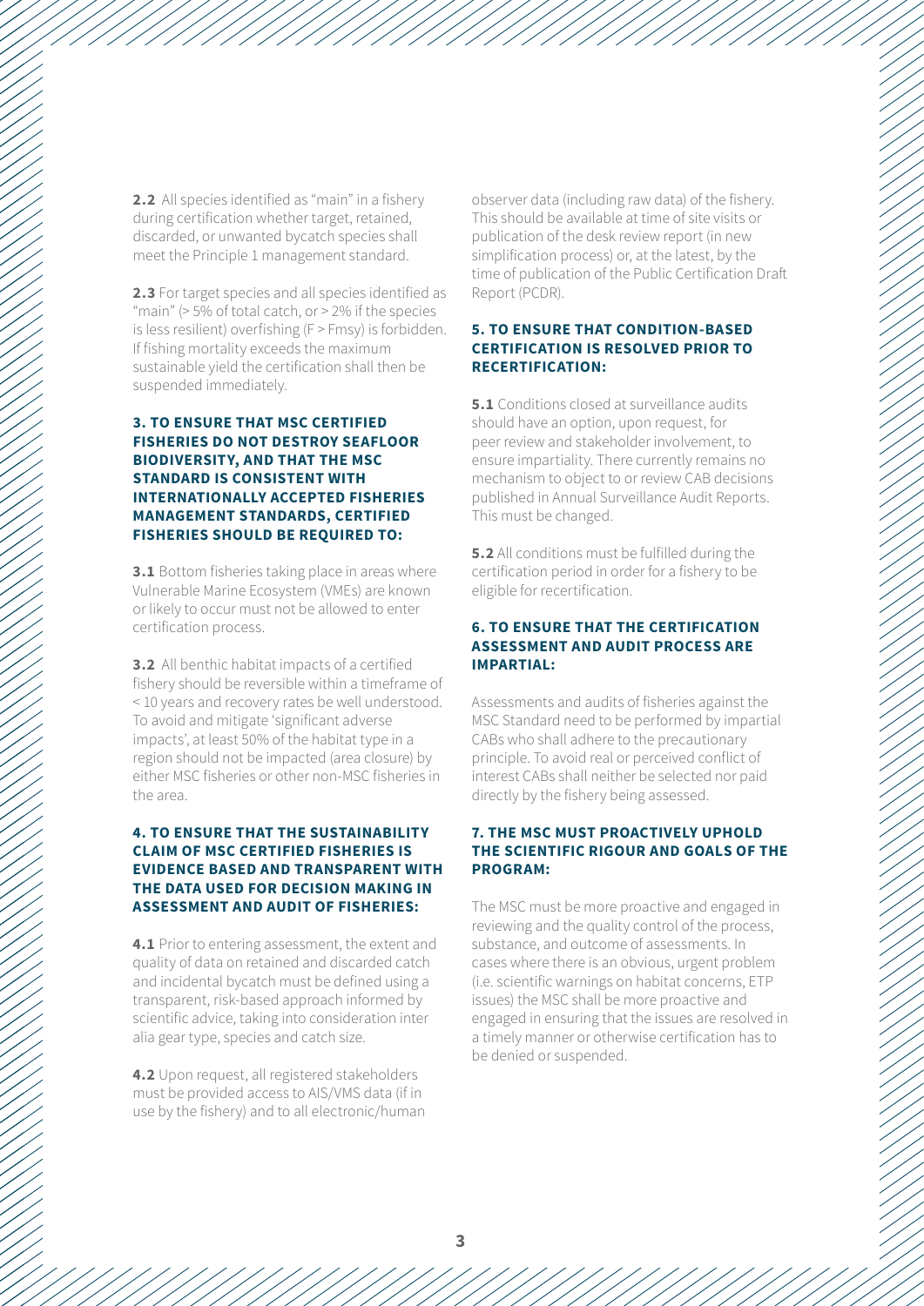**2.2** All species identified as "main" in a fishery during certification whether target, retained, discarded, or unwanted bycatch species shall meet the Principle 1 management standard.

**2.3** For target species and all species identified as "main" (> 5% of total catch, or > 2% if the species is less resilient) overfishing (F > Fmsy) is forbidden. If fishing mortality exceeds the maximum sustainable yield the certification shall then be suspended immediately.

### 3. TO ENSURE THAT MSC CERTIFIED FISHERIES DO NOT DESTROY SEAFLOOR BIODIVERSITY, AND THAT THE MSC STANDARD IS CONSISTENT WITH INTERNATIONALLY ACCEPTED FISHERIES MANAGEMENT STANDARDS, CERTIFIED FISHERIES SHOULD BE REQUIRED TO:

**3.1** Bottom fisheries taking place in areas where Vulnerable Marine Ecosystem (VMEs) are known or likely to occur must not be allowed to enter certification process.

**3.2** All benthic habitat impacts of a certified fishery should be reversible within a timeframe of < 10 years and recovery rates be well understood. To avoid and mitigate 'significant adverse impacts', at least 50% of the habitat type in a region should not be impacted (area closure) by either MSC fisheries or other non-MSC fisheries in the area.

### 4. TO ENSURE THAT THE SUSTAINABILITY CLAIM OF MSC CERTIFIED FISHERIES IS EVIDENCE BASED AND TRANSPARENT WITH THE DATA USED FOR DECISION MAKING IN ASSESSMENT AND AUDIT OF FISHERIES:

**4.1** Prior to entering assessment, the extent and quality of data on retained and discarded catch and incidental bycatch must be defined using a transparent, risk-based approach informed by scientific advice, taking into consideration inter alia gear type, species and catch size.

**4.2** Upon request, all registered stakeholders must be provided access to AIS/VMS data (if in use by the fishery) and to all electronic/human observer data (including raw data) of the fishery. This should be available at time of site visits or publication of the desk review report (in new simplification process) or, at the latest, by the time of publication of the Public Certification Draft Report (PCDR).

### 5. TO ENSURE THAT CONDITION-BASED CERTIFICATION IS RESOLVED PRIOR TO RECERTIFICATION:

**5.1** Conditions closed at surveillance audits should have an option, upon request, for peer review and stakeholder involvement, to ensure impartiality. There currently remains no mechanism to object to or review CAB decisions published in Annual Surveillance Audit Reports. This must be changed.

**5.2** All conditions must be fulfilled during the certification period in order for a fishery to be eligible for recertification.

### 6. TO ENSURE THAT THE CERTIFICATION ASSESSMENT AND AUDIT PROCESS ARE IMPARTIAL:

Assessments and audits of fisheries against the MSC Standard need to be performed by impartial CABs who shall adhere to the precautionary principle. To avoid real or perceived conflict of interest CABs shall neither be selected nor paid directly by the fishery being assessed.

### 7. THE MSC MUST PROACTIVELY UPHOLD THE SCIENTIFIC RIGOUR AND GOALS OF THE PROGRAM:

The MSC must be more proactive and engaged in reviewing and the quality control of the process, substance, and outcome of assessments. In cases where there is an obvious, urgent problem (i.e. scientific warnings on habitat concerns, ETP issues) the MSC shall be more proactive and engaged in ensuring that the issues are resolved in a timely manner or otherwise certification has to be denied or suspended.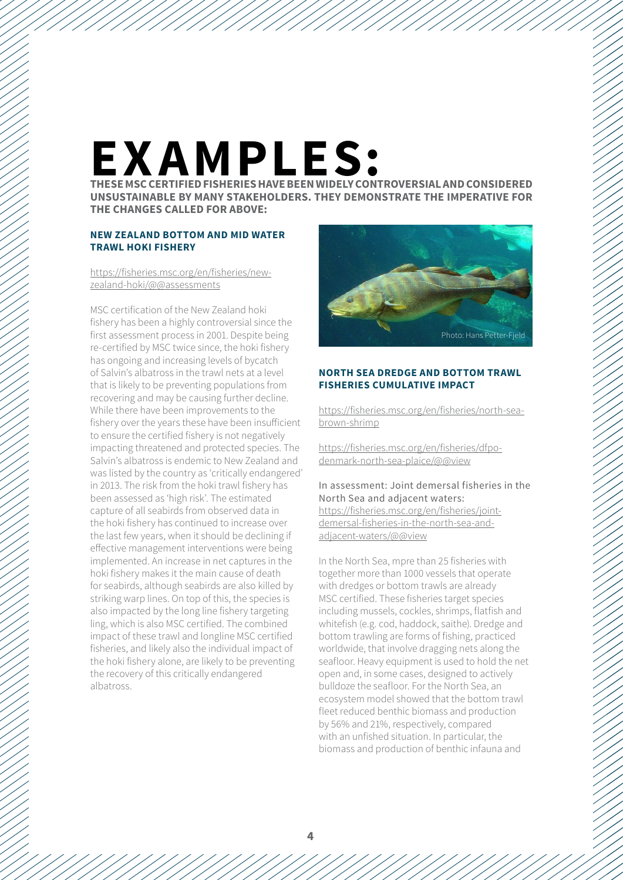# EXAMPLES:

**THESE MSC CERTIFIED FISHERIES HAVE BEEN WIDELY CONTROVERSIAL AND CONSIDERED UNSUSTAINABLE BY MANY STAKEHOLDERS. THEY DEMONSTRATE THE IMPERATIVE FOR THE CHANGES CALLED FOR ABOVE:**

### NEW ZEALAND BOTTOM AND MID WATER TRAWL HOKI FISHERY

https://fisheries.msc.org/en/fisheries/new-zealand-hoki/@@assessments

MSC certification of the New Zealand hoki fishery has been a highly controversial since the first assessment process in 2001. Despite being re-certified by MSC twice since, the hoki fishery has ongoing and increasing levels of bycatch of Salvin's albatross in the trawl nets at a level that is likely to be preventing populations from recovering and may be causing further decline. While there have been improvements to the fishery over the years these have been insufficient to ensure the certified fishery is not negatively impacting threatened and protected species. The Salvin's albatross is endemic to New Zealand and was listed by the country as 'critically endangered' in 2013. The risk from the hoki trawl fishery has been assessed as 'high risk'. The estimated capture of all seabirds from observed data in the hoki fishery has continued to increase over the last few years, when it should be declining if effective management interventions were being implemented. An increase in net captures in the hoki fishery makes it the main cause of death for seabirds, although seabirds are also killed by striking warp lines. On top of this, the species is also impacted by the long line fishery targeting ling, which is also MSC certified. The combined impact of these trawl and longline MSC certified fisheries, and likely also the individual impact of the hoki fishery alone, are likely to be preventing the recovery of this critically endangered albatross.

Photo: Hans Petter-Fjeld

### NORTH SEA DREDGE AND BOTTOM TRAWL FISHERIES CUMULATIVE IMPACT

https://fisheries.msc.org/en/fisheries/north-sea-brown-shrimp

https://fisheries.msc.org/en/fisheries/dfpo-denmark-north-sea-plaice/@@view

In assessment: Joint demersal fisheries in the North Sea and adjacent waters:
https://fisheries.msc.org/en/fisheries/joint-demersal-fisheries-in-the-north-sea-and-adjacent-waters/@@view

In the North Sea, mpre than 25 fisheries with together more than 1000 vessels that operate with dredges or bottom trawls are already MSC certified. These fisheries target species including mussels, cockles, shrimps, flatfish and whitefish (e.g. cod, haddock, saithe). Dredge and bottom trawling are forms of fishing, practiced worldwide, that involve dragging nets along the seafloor. Heavy equipment is used to hold the net open and, in some cases, designed to actively bulldoze the seafloor. For the North Sea, an ecosystem model showed that the bottom trawl fleet reduced benthic biomass and production by 56% and 21%, respectively, compared with an unfished situation. In particular, the biomass and production of benthic infauna and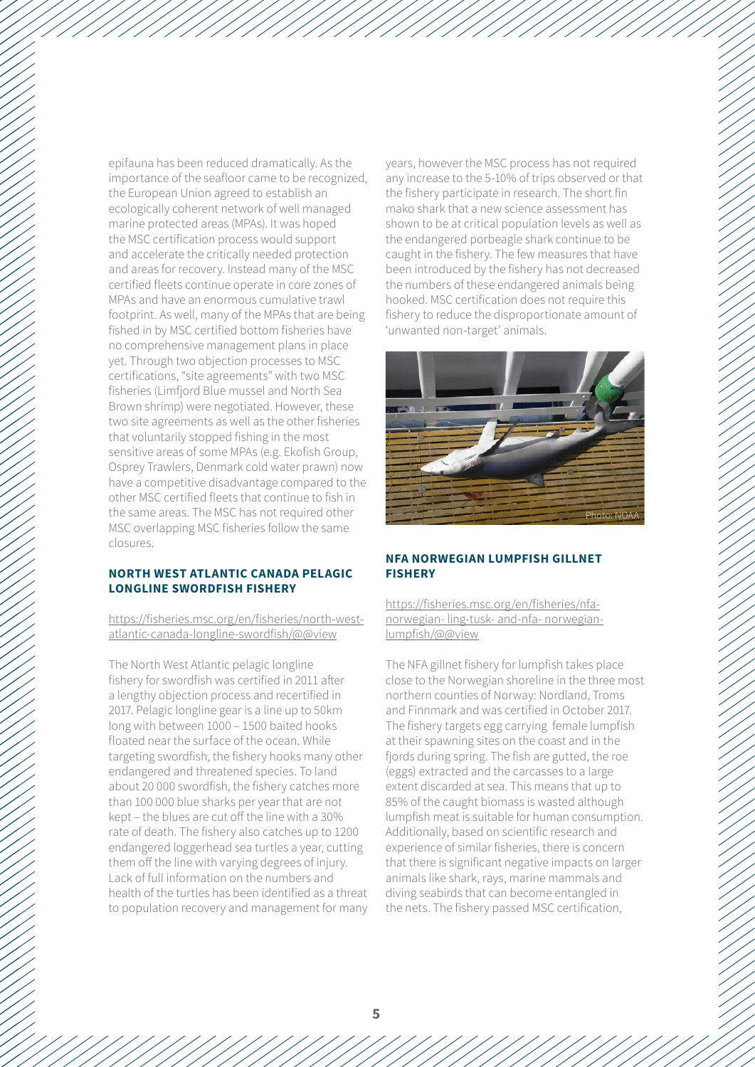epifauna has been reduced dramatically. As the importance of the seafloor came to be recognized, the European Union agreed to establish an ecologically coherent network of well managed marine protected areas (MPAs). It was hoped the MSC certification process would support and accelerate the critically needed protection and areas for recovery. Instead many of the MSC certified fleets continue operate in core zones of MPAs and have an enormous cumulative trawl footprint. As well, many of the MPAs that are being fished in by MSC certified bottom fisheries have no comprehensive management plans in place yet. Through two objection processes to MSC certifications, "site agreements" with two MSC fisheries (Limfjord Blue mussel and North Sea Brown shrimp) were negotiated. However, these two site agreements as well as the other fisheries that voluntarily stopped fishing in the most sensitive areas of some MPAs (e.g. Ekofish Group, Osprey Trawlers, Denmark cold water prawn) now have a competitive disadvantage compared to the other MSC certified fleets that continue to fish in the same areas. The MSC has not required other MSC overlapping MSC fisheries follow the same closures.

### NORTH WEST ATLANTIC CANADA PELAGIC LONGLINE SWORDFISH FISHERY

https://fisheries.msc.org/en/fisheries/north-west-atlantic-canada-longline-swordfish/@@view

The North West Atlantic pelagic longline fishery for swordfish was certified in 2011 after a lengthy objection process and recertified in 2017. Pelagic longline gear is a line up to 50km long with between 1000 – 1500 baited hooks floated near the surface of the ocean. While targeting swordfish, the fishery hooks many other endangered and threatened species. To land about 20 000 swordfish, the fishery catches more than 100 000 blue sharks per year that are not kept – the blues are cut off the line with a 30% rate of death. The fishery also catches up to 1200 endangered loggerhead sea turtles a year, cutting them off the line with varying degrees of injury. Lack of full information on the numbers and health of the turtles has been identified as a threat to population recovery and management for many years, however the MSC process has not required any increase to the 5-10% of trips observed or that the fishery participate in research. The short fin mako shark that a new science assessment has shown to be at critical population levels as well as the endangered porbeagle shark continue to be caught in the fishery. The few measures that have been introduced by the fishery has not decreased the numbers of these endangered animals being hooked. MSC certification does not require this fishery to reduce the disproportionate amount of 'unwanted non-target' animals.

Photo: NOAA

### NFA NORWEGIAN LUMPFISH GILLNET FISHERY

https://fisheries.msc.org/en/fisheries/nfa-norwegian- ling-tusk- and-nfa- norwegian-lumpfish/@@view

The NFA gillnet fishery for lumpfish takes place close to the Norwegian shoreline in the three most northern counties of Norway: Nordland, Troms and Finnmark and was certified in October 2017. The fishery targets egg carrying female lumpfish at their spawning sites on the coast and in the fjords during spring. The fish are gutted, the roe (eggs) extracted and the carcasses to a large extent discarded at sea. This means that up to 85% of the caught biomass is wasted although lumpfish meat is suitable for human consumption. Additionally, based on scientific research and experience of similar fisheries, there is concern that there is significant negative impacts on larger animals like shark, rays, marine mammals and diving seabirds that can become entangled in the nets. The fishery passed MSC certification,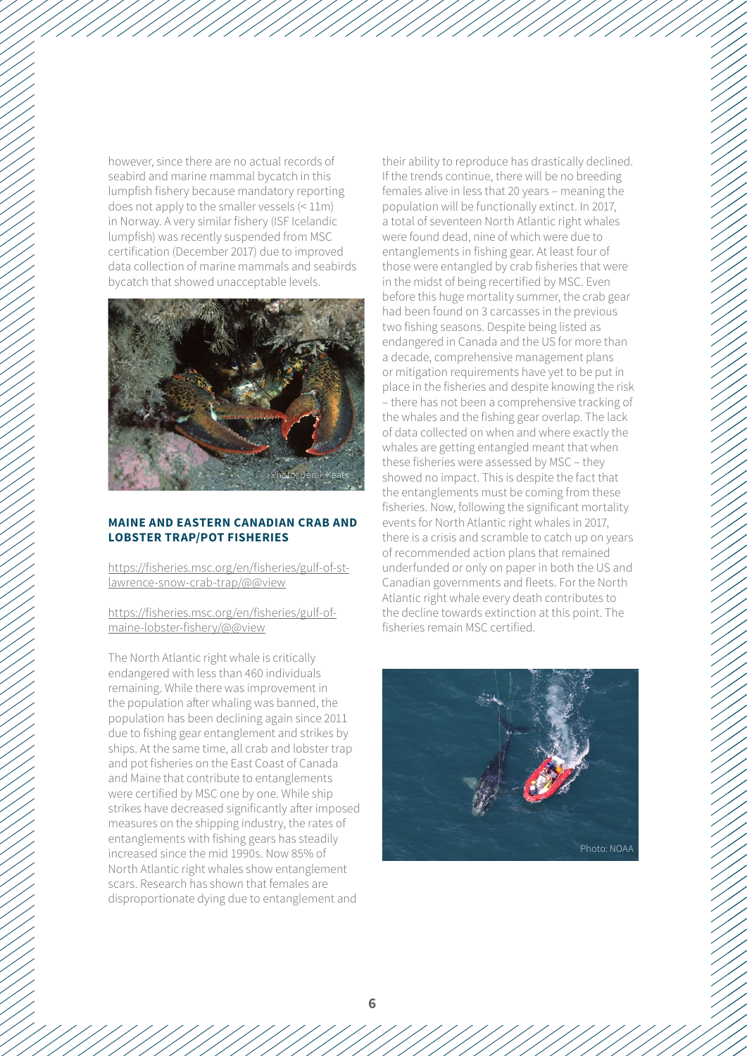however, since there are no actual records of seabird and marine mammal bycatch in this lumpfish fishery because mandatory reporting does not apply to the smaller vessels (< 11m) in Norway. A very similar fishery (ISF Icelandic lumpfish) was recently suspended from MSC certification (December 2017) due to improved data collection of marine mammals and seabirds bycatch that showed unacceptable levels.

Photo: Derek Keats

### MAINE AND EASTERN CANADIAN CRAB AND LOBSTER TRAP/POT FISHERIES

https://fisheries.msc.org/en/fisheries/gulf-of-st-lawrence-snow-crab-trap/@@view

https://fisheries.msc.org/en/fisheries/gulf-of-maine-lobster-fishery/@@view

The North Atlantic right whale is critically endangered with less than 460 individuals remaining. While there was improvement in the population after whaling was banned, the population has been declining again since 2011 due to fishing gear entanglement and strikes by ships. At the same time, all crab and lobster trap and pot fisheries on the East Coast of Canada and Maine that contribute to entanglements were certified by MSC one by one. While ship strikes have decreased significantly after imposed measures on the shipping industry, the rates of entanglements with fishing gears has steadily increased since the mid 1990s. Now 85% of North Atlantic right whales show entanglement scars. Research has shown that females are disproportionate dying due to entanglement and their ability to reproduce has drastically declined. If the trends continue, there will be no breeding females alive in less that 20 years – meaning the population will be functionally extinct. In 2017, a total of seventeen North Atlantic right whales were found dead, nine of which were due to entanglements in fishing gear. At least four of those were entangled by crab fisheries that were in the midst of being recertified by MSC. Even before this huge mortality summer, the crab gear had been found on 3 carcasses in the previous two fishing seasons. Despite being listed as endangered in Canada and the US for more than a decade, comprehensive management plans or mitigation requirements have yet to be put in place in the fisheries and despite knowing the risk – there has not been a comprehensive tracking of the whales and the fishing gear overlap. The lack of data collected on when and where exactly the whales are getting entangled meant that when these fisheries were assessed by MSC – they showed no impact. This is despite the fact that the entanglements must be coming from these fisheries. Now, following the significant mortality events for North Atlantic right whales in 2017, there is a crisis and scramble to catch up on years of recommended action plans that remained underfunded or only on paper in both the US and Canadian governments and fleets. For the North Atlantic right whale every death contributes to the decline towards extinction at this point. The fisheries remain MSC certified.

Photo: NOAA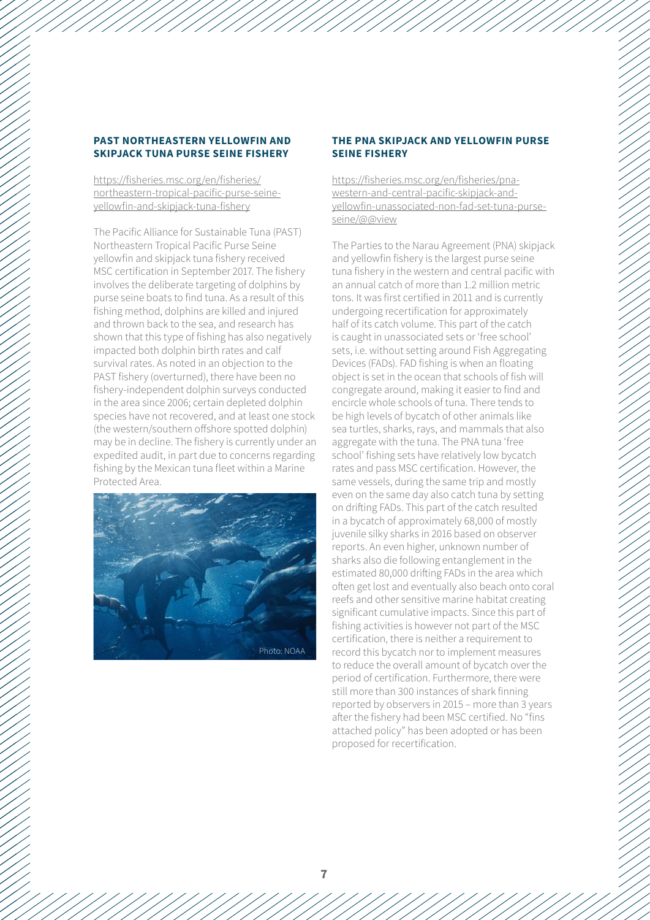## PAST NORTHEASTERN YELLOWFIN AND SKIPJACK TUNA PURSE SEINE FISHERY

https://fisheries.msc.org/en/fisheries/northeastern-tropical-pacific-purse-seine-yellowfin-and-skipjack-tuna-fishery

The Pacific Alliance for Sustainable Tuna (PAST) Northeastern Tropical Pacific Purse Seine yellowfin and skipjack tuna fishery received MSC certification in September 2017. The fishery involves the deliberate targeting of dolphins by purse seine boats to find tuna. As a result of this fishing method, dolphins are killed and injured and thrown back to the sea, and research has shown that this type of fishing has also negatively impacted both dolphin birth rates and calf survival rates. As noted in an objection to the PAST fishery (overturned), there have been no fishery-independent dolphin surveys conducted in the area since 2006; certain depleted dolphin species have not recovered, and at least one stock (the western/southern offshore spotted dolphin) may be in decline. The fishery is currently under an expedited audit, in part due to concerns regarding fishing by the Mexican tuna fleet within a Marine Protected Area.

Photo: NOAA

## THE PNA SKIPJACK AND YELLOWFIN PURSE SEINE FISHERY

https://fisheries.msc.org/en/fisheries/pna-western-and-central-pacific-skipjack-and-yellowfin-unassociated-non-fad-set-tuna-purse-seine/@@view

The Parties to the Narau Agreement (PNA) skipjack and yellowfin fishery is the largest purse seine tuna fishery in the western and central pacific with an annual catch of more than 1.2 million metric tons. It was first certified in 2011 and is currently undergoing recertification for approximately half of its catch volume. This part of the catch is caught in unassociated sets or 'free school' sets, i.e. without setting around Fish Aggregating Devices (FADs). FAD fishing is when an floating object is set in the ocean that schools of fish will congregate around, making it easier to find and encircle whole schools of tuna. There tends to be high levels of bycatch of other animals like sea turtles, sharks, rays, and mammals that also aggregate with the tuna. The PNA tuna 'free school' fishing sets have relatively low bycatch rates and pass MSC certification. However, the same vessels, during the same trip and mostly even on the same day also catch tuna by setting on drifting FADs. This part of the catch resulted in a bycatch of approximately 68,000 of mostly juvenile silky sharks in 2016 based on observer reports. An even higher, unknown number of sharks also die following entanglement in the estimated 80,000 drifting FADs in the area which often get lost and eventually also beach onto coral reefs and other sensitive marine habitat creating significant cumulative impacts. Since this part of fishing activities is however not part of the MSC certification, there is neither a requirement to record this bycatch nor to implement measures to reduce the overall amount of bycatch over the period of certification. Furthermore, there were still more than 300 instances of shark finning reported by observers in 2015 – more than 3 years after the fishery had been MSC certified. No "fins attached policy" has been adopted or has been proposed for recertification.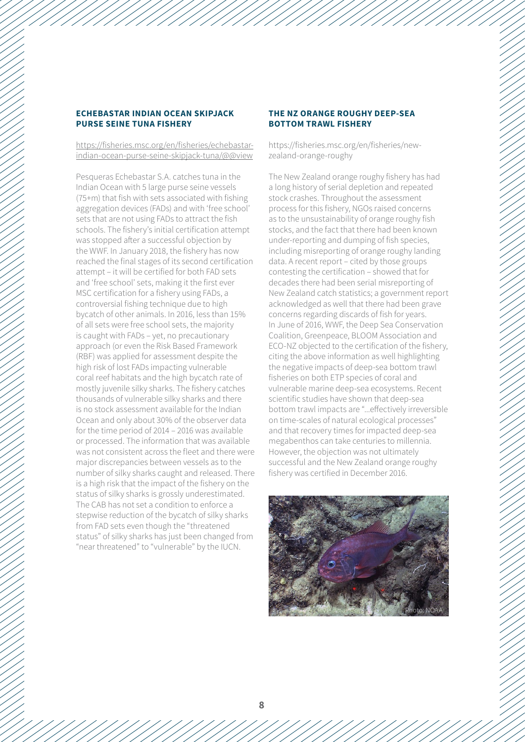## ECHEBASTAR INDIAN OCEAN SKIPJACK PURSE SEINE TUNA FISHERY

https://fisheries.msc.org/en/fisheries/echebastar-indian-ocean-purse-seine-skipjack-tuna/@@view

Pesqueras Echebastar S.A. catches tuna in the Indian Ocean with 5 large purse seine vessels (75+m) that fish with sets associated with fishing aggregation devices (FADs) and with 'free school' sets that are not using FADs to attract the fish schools. The fishery's initial certification attempt was stopped after a successful objection by the WWF. In January 2018, the fishery has now reached the final stages of its second certification attempt – it will be certified for both FAD sets and 'free school' sets, making it the first ever MSC certification for a fishery using FADs, a controversial fishing technique due to high bycatch of other animals. In 2016, less than 15% of all sets were free school sets, the majority is caught with FADs – yet, no precautionary approach (or even the Risk Based Framework (RBF) was applied for assessment despite the high risk of lost FADs impacting vulnerable coral reef habitats and the high bycatch rate of mostly juvenile silky sharks. The fishery catches thousands of vulnerable silky sharks and there is no stock assessment available for the Indian Ocean and only about 30% of the observer data for the time period of 2014 – 2016 was available or processed. The information that was available was not consistent across the fleet and there were major discrepancies between vessels as to the number of silky sharks caught and released. There is a high risk that the impact of the fishery on the status of silky sharks is grossly underestimated. The CAB has not set a condition to enforce a stepwise reduction of the bycatch of silky sharks from FAD sets even though the "threatened status" of silky sharks has just been changed from "near threatened" to "vulnerable" by the IUCN.

## THE NZ ORANGE ROUGHY DEEP-SEA BOTTOM TRAWL FISHERY

https://fisheries.msc.org/en/fisheries/new-zealand-orange-roughy

The New Zealand orange roughy fishery has had a long history of serial depletion and repeated stock crashes. Throughout the assessment process for this fishery, NGOs raised concerns as to the unsustainability of orange roughy fish stocks, and the fact that there had been known under-reporting and dumping of fish species, including misreporting of orange roughy landing data. A recent report – cited by those groups contesting the certification – showed that for decades there had been serial misreporting of New Zealand catch statistics; a government report acknowledged as well that there had been grave concerns regarding discards of fish for years. In June of 2016, WWF, the Deep Sea Conservation Coalition, Greenpeace, BLOOM Association and ECO-NZ objected to the certification of the fishery, citing the above information as well highlighting the negative impacts of deep-sea bottom trawl fisheries on both ETP species of coral and vulnerable marine deep-sea ecosystems. Recent scientific studies have shown that deep-sea bottom trawl impacts are "...effectively irreversible on time-scales of natural ecological processes" and that recovery times for impacted deep-sea megabenthos can take centuries to millennia. However, the objection was not ultimately successful and the New Zealand orange roughy fishery was certified in December 2016.

Photo: NOAA